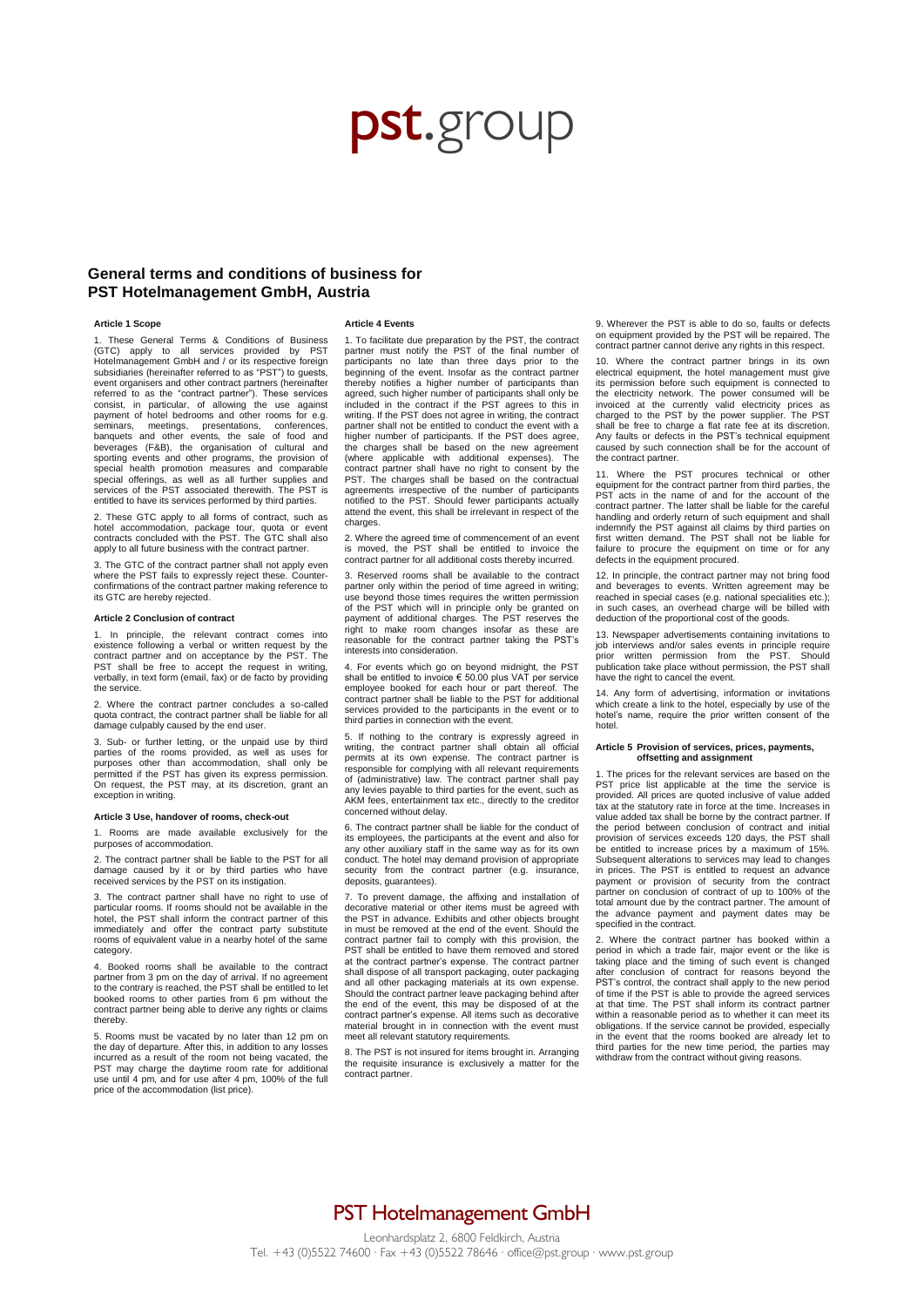# pst.group

## General terms and conditions of business for PST Hotelmanagement GmbH, Austria

### Article 1 Scope

1. These General Terms & Conditions of Business (GTC) apply to all services provided by PST Hotelmanagement GmbH and / or its respective foreign subsidiaries (hereinafter referred to as "PST") to guests, event organisers and other contract partners (hereinafter referred to as the "contract partner"). These services consist, in particular, of allowing the use against payment of hotel bedrooms and other rooms for e.g. seminars, meetings, presentations, conferences, banquets and other events, the sale of food and beverages (F&B), the organisation of cultural and sporting events and other programs, the provision of special health promotion measures and comparable special offerings, as well as all further supplies and services of the PST associated therewith. The PST is entitled to have its services performed by third parties.

2. These GTC apply to all forms of contract, such as hotel accommodation, package tour, quota or event contracts concluded with the PST. The GTC shall also apply to all future business with the contract partner.

3. The GTC of the contract partner shall not apply even where the PST fails to expressly reject these. Counter-confirmations of the contract partner making reference to its GTC are hereby rejected.

### Article 2 Conclusion of contract

1. In principle, the relevant contract comes into existence following a verbal or written request by the contract partner and on acceptance by the PST. The PST shall be free to accept the request in writing, verbally, in text form (email, fax) or de facto by providing the service.

2. Where the contract partner concludes a so-called quota contract, the contract partner shall be liable for all damage culpably caused by the end user.

3. Sub- or further letting, or the unpaid use by third parties of the rooms provided, as well as uses for purposes other than accommodation, shall only be permitted if the PST has given its express permission. On request, the PST may, at its discretion, grant an exception in writing.

### Article 3 Use, handover of rooms, check-out

1. Rooms are made available exclusively for the purposes of accommodation.

2. The contract partner shall be liable to the PST for all damage caused by it or by third parties who have received services by the PST on its instigation.

3. The contract partner shall have no right to use of particular rooms. If rooms should not be available in the hotel, the PST shall inform the contract partner of this immediately and offer the contract party substitute rooms of equivalent value in a nearby hotel of the same category.

4. Booked rooms shall be available to the contract partner from 3 pm on the day of arrival. If no agreement to the contrary is reached, the PST shall be entitled to let booked rooms to other parties from 6 pm without the contract partner being able to derive any rights or claims thereby.

5. Rooms must be vacated by no later than 12 pm on the day of departure. After this, in addition to any losses incurred as a result of the room not being vacated, the PST may charge the daytime room rate for additional use until 4 pm, and for use after 4 pm, 100% of the full price of the accommodation (list price).

### Article 4 Events

1. To facilitate due preparation by the PST, the contract partner must notify the PST of the final number of participants no late than three days prior to the beginning of the event. Insofar as the contract partner thereby notifies a higher number of participants than agreed, such higher number of participants shall only be included in the contract if the PST agrees to this in writing. If the PST does not agree in writing, the contract partner shall not be entitled to conduct the event with a higher number of participants. If the PST does agree, the charges shall be based on the new agreement (where applicable with additional expenses). The contract partner shall have no right to consent by the PST. The charges shall be based on the contractual agreements irrespective of the number of participants notified to the PST. Should fewer participants actually attend the event, this shall be irrelevant in respect of the charges.

2. Where the agreed time of commencement of an event is moved, the PST shall be entitled to invoice the contract partner for all additional costs thereby incurred.

3. Reserved rooms shall be available to the contract partner only within the period of time agreed in writing; use beyond those times requires the written permission of the PST which will in principle only be granted on payment of additional charges. The PST reserves the right to make room changes insofar as these are reasonable for the contract partner taking the PST's interests into consideration.

4. For events which go on beyond midnight, the PST shall be entitled to invoice € 50.00 plus VAT per service employee booked for each hour or part thereof. The contract partner shall be liable to the PST for additional services provided to the participants in the event or to third parties in connection with the event.

5. If nothing to the contrary is expressly agreed in writing, the contract partner shall obtain all official permits at its own expense. The contract partner is responsible for complying with all relevant requirements of (administrative) law. The contract partner shall pay any levies payable to third parties for the event, such as AKM fees, entertainment tax etc., directly to the creditor concerned without delay.

6. The contract partner shall be liable for the conduct of its employees, the participants at the event and also for any other auxiliary staff in the same way as for its own conduct. The hotel may demand provision of appropriate security from the contract partner (e.g. insurance, deposits, guarantees).

7. To prevent damage, the affixing and installation of decorative material or other items must be agreed with the PST in advance. Exhibits and other objects brought in must be removed at the end of the event. Should the contract partner fail to comply with this provision, the PST shall be entitled to have them removed and stored at the contract partner's expense. The contract partner shall dispose of all transport packaging, outer packaging and all other packaging materials at its own expense. Should the contract partner leave packaging behind after the end of the event, this may be disposed of at the contract partner's expense. All items such as decorative material brought in in connection with the event must meet all relevant statutory requirements.

8. The PST is not insured for items brought in. Arranging the requisite insurance is exclusively a matter for the contract partner.

9. Wherever the PST is able to do so, faults or defects on equipment provided by the PST will be repaired. The contract partner cannot derive any rights in this respect.

10. Where the contract partner brings in its own electrical equipment, the hotel management must give its permission before such equipment is connected to the electricity network. The power consumed will be invoiced at the currently valid electricity prices as charged to the PST by the power supplier. The PST shall be free to charge a flat rate fee at its discretion. Any faults or defects in the PST's technical equipment caused by such connection shall be for the account of the contract partner.

11. Where the PST procures technical or other equipment for the contract partner from third parties, the PST acts in the name of and for the account of the contract partner. The latter shall be liable for the careful handling and orderly return of such equipment and shall indemnify the PST against all claims by third parties on first written demand. The PST shall not be liable for failure to procure the equipment on time or for any defects in the equipment procured.

12. In principle, the contract partner may not bring food and beverages to events. Written agreement may be reached in special cases (e.g. national specialities etc.); in such cases, an overhead charge will be billed with deduction of the proportional cost of the goods.

13. Newspaper advertisements containing invitations to job interviews and/or sales events in principle require prior written permission from the PST. Should publication take place without permission, the PST shall have the right to cancel the event.

14. Any form of advertising, information or invitations which create a link to the hotel, especially by use of the hotel's name, require the prior written consent of the hotel.

### Article 5 Provision of services, prices, payments, offsetting and assignment

1. The prices for the relevant services are based on the PST price list applicable at the time the service is provided. All prices are quoted inclusive of value added tax at the statutory rate in force at the time. Increases in value added tax shall be borne by the contract partner. If the period between conclusion of contract and initial provision of services exceeds 120 days, the PST shall be entitled to increase prices by a maximum of 15%. Subsequent alterations to services may lead to changes in prices. The PST is entitled to request an advance payment or provision of security from the contract partner on conclusion of contract of up to 100% of the total amount due by the contract partner. The amount of the advance payment and payment dates may be specified in the contract.

2. Where the contract partner has booked within a period in which a trade fair, major event or the like is taking place and the timing of such event is changed after conclusion of contract for reasons beyond the PST's control, the contract shall apply to the new period of time if the PST is able to provide the agreed services at that time. The PST shall inform its contract partner within a reasonable period as to whether it can meet its obligations. If the service cannot be provided, especially in the event that the rooms booked are already let to third parties for the new time period, the parties may withdraw from the contract without giving reasons.

PST Hotelmanagement GmbH

Leonhardsplatz 2, 6800 Feldkirch, Austria
Tel. +43 (0)5522 74600 · Fax +43 (0)5522 78646 · office@pst.group · www.pst.group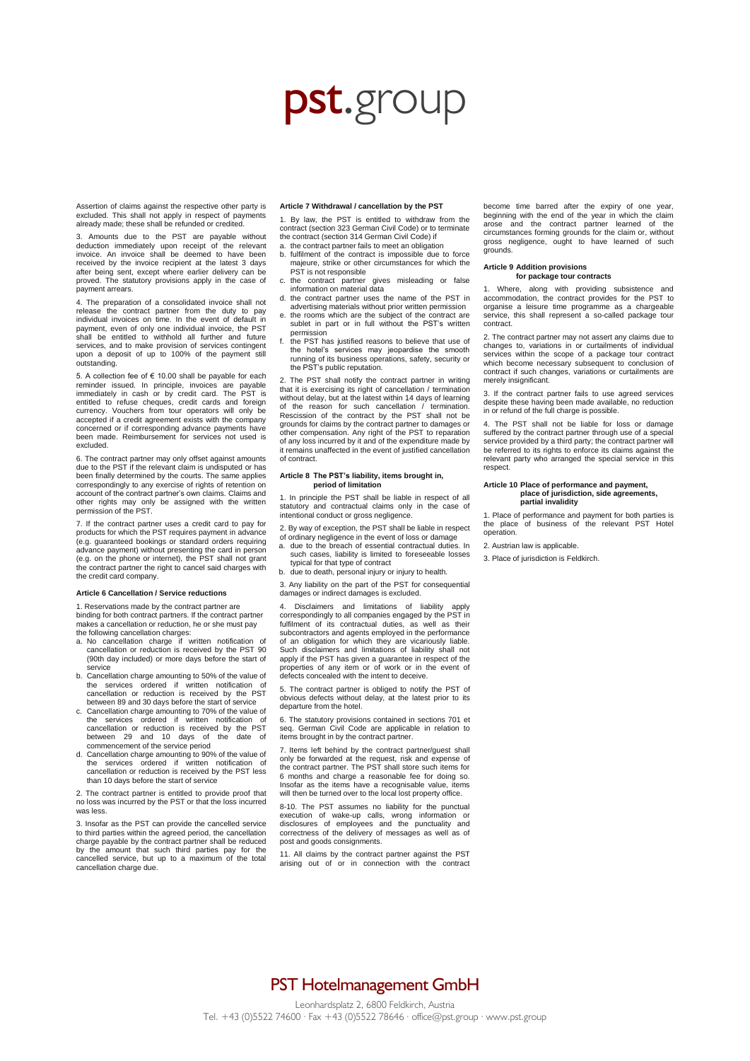# pst.group

Assertion of claims against the respective other party is excluded. This shall not apply in respect of payments already made; these shall be refunded or credited.

3. Amounts due to the PST are payable without deduction immediately upon receipt of the relevant invoice. An invoice shall be deemed to have been received by the invoice recipient at the latest 3 days after being sent, except where earlier delivery can be proved. The statutory provisions apply in the case of payment arrears.

4. The preparation of a consolidated invoice shall not release the contract partner from the duty to pay individual invoices on time. In the event of default in payment, even of only one individual invoice, the PST shall be entitled to withhold all further and future services, and to make provision of services contingent upon a deposit of up to 100% of the payment still outstanding.

5. A collection fee of € 10.00 shall be payable for each reminder issued. In principle, invoices are payable immediately in cash or by credit card. The PST is entitled to refuse cheques, credit cards and foreign currency. Vouchers from tour operators will only be accepted if a credit agreement exists with the company concerned or if corresponding advance payments have been made. Reimbursement for services not used is excluded.

6. The contract partner may only offset against amounts due to the PST if the relevant claim is undisputed or has been finally determined by the courts. The same applies correspondingly to any exercise of rights of retention on account of the contract partner's own claims. Claims and other rights may only be assigned with the written permission of the PST.

7. If the contract partner uses a credit card to pay for products for which the PST requires payment in advance (e.g. guaranteed bookings or standard orders requiring advance payment) without presenting the card in person (e.g. on the phone or internet), the PST shall not grant the contract partner the right to cancel said charges with the credit card company.

### Article 6 Cancellation / Service reductions

1. Reservations made by the contract partner are binding for both contract partners. If the contract partner makes a cancellation or reduction, he or she must pay the following cancellation charges:
   a. No cancellation charge if written notification of cancellation or reduction is received by the PST 90 (90th day included) or more days before the start of service
   b. Cancellation charge amounting to 50% of the value of the services ordered if written notification of cancellation or reduction is received by the PST between 89 and 30 days before the start of service
   c. Cancellation charge amounting to 70% of the value of the services ordered if written notification of cancellation or reduction is received by the PST between 29 and 10 days of the date of commencement of the service period
   d. Cancellation charge amounting to 90% of the value of the services ordered if written notification of cancellation or reduction is received by the PST less than 10 days before the start of service

2. The contract partner is entitled to provide proof that no loss was incurred by the PST or that the loss incurred was less.

3. Insofar as the PST can provide the cancelled service to third parties within the agreed period, the cancellation charge payable by the contract partner shall be reduced by the amount that such third parties pay for the cancelled service, but up to a maximum of the total cancellation charge due.

### Article 7 Withdrawal / cancellation by the PST

1. By law, the PST is entitled to withdraw from the contract (section 323 German Civil Code) or to terminate the contract (section 314 German Civil Code) if
   a. the contract partner fails to meet an obligation
   b. fulfilment of the contract is impossible due to force majeure, strike or other circumstances for which the PST is not responsible
   c. the contract partner gives misleading or false information on material data
   d. the contract partner uses the name of the PST in advertising materials without prior written permission
   e. the rooms which are the subject of the contract are sublet in part or in full without the PST's written permission
   f. the PST has justified reasons to believe that use of the hotel's services may jeopardise the smooth running of its business operations, safety, security or the PST's public reputation.

2. The PST shall notify the contract partner in writing that it is exercising its right of cancellation / termination without delay, but at the latest within 14 days of learning of the reason for such cancellation / termination. Rescission of the contract by the PST shall not be grounds for claims by the contract partner to damages or other compensation. Any right of the PST to reparation of any loss incurred by it and of the expenditure made by it remains unaffected in the event of justified cancellation of contract.

### Article 8 The PST's liability, items brought in, period of limitation

1. In principle the PST shall be liable in respect of all statutory and contractual claims only in the case of intentional conduct or gross negligence.

2. By way of exception, the PST shall be liable in respect of ordinary negligence in the event of loss or damage
   a. due to the breach of essential contractual duties. In such cases, liability is limited to foreseeable losses typical for that type of contract
   b. due to death, personal injury or injury to health.

3. Any liability on the part of the PST for consequential damages or indirect damages is excluded.

4. Disclaimers and limitations of liability apply correspondingly to all companies engaged by the PST in fulfilment of its contractual duties, as well as their subcontractors and agents employed in the performance of an obligation for which they are vicariously liable. Such disclaimers and limitations of liability shall not apply if the PST has given a guarantee in respect of the properties of any item or of work or in the event of defects concealed with the intent to deceive.

5. The contract partner is obliged to notify the PST of obvious defects without delay, at the latest prior to its departure from the hotel.

6. The statutory provisions contained in sections 701 et seq. German Civil Code are applicable in relation to items brought in by the contract partner.

7. Items left behind by the contract partner/guest shall only be forwarded at the request, risk and expense of the contract partner. The PST shall store such items for 6 months and charge a reasonable fee for doing so. Insofar as the items have a recognisable value, items will then be turned over to the local lost property office.

8-10. The PST assumes no liability for the punctual execution of wake-up calls, wrong information or disclosures of employees and the punctuality and correctness of the delivery of messages as well as of post and goods consignments.

11. All claims by the contract partner against the PST arising out of or in connection with the contract become time barred after the expiry of one year, beginning with the end of the year in which the claim arose and the contract partner learned of the circumstances forming grounds for the claim or, without gross negligence, ought to have learned of such grounds.

### Article 9 Addition provisions for package tour contracts

1. Where, along with providing subsistence and accommodation, the contract provides for the PST to organise a leisure time programme as a chargeable service, this shall represent a so-called package tour contract.

2. The contract partner may not assert any claims due to changes to, variations in or curtailments of individual services within the scope of a package tour contract which become necessary subsequent to conclusion of contract if such changes, variations or curtailments are merely insignificant.

3. If the contract partner fails to use agreed services despite these having been made available, no reduction in or refund of the full charge is possible.

4. The PST shall not be liable for loss or damage suffered by the contract partner through use of a special service provided by a third party; the contract partner will be referred to its rights to enforce its claims against the relevant party who arranged the special service in this respect.

### Article 10 Place of performance and payment, place of jurisdiction, side agreements, partial invalidity

1. Place of performance and payment for both parties is the place of business of the relevant PST Hotel operation.

2. Austrian law is applicable.

3. Place of jurisdiction is Feldkirch.

**PST Hotelmanagement GmbH**

Leonhardsplatz 2, 6800 Feldkirch, Austria
Tel. +43 (0)5522 74600 · Fax +43 (0)5522 78646 · office@pst.group · www.pst.group